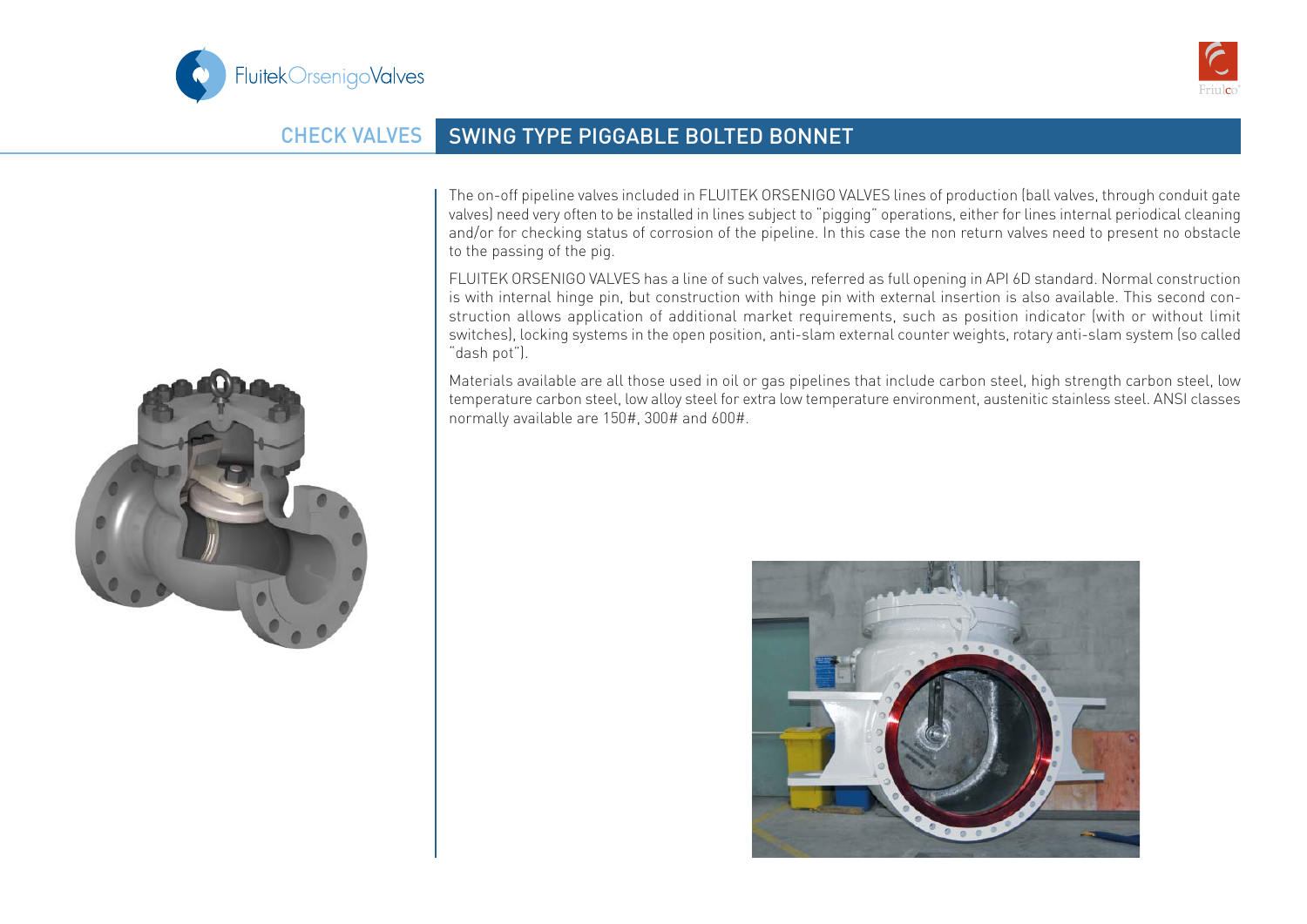# CHECK VALVES

## SWING TYPE PIGGABLE BOLTED BONNET

The on-off pipeline valves included in FLUITEK ORSENIGO VALVES lines of production (ball valves, through conduit gate valves) need very often to be installed in lines subject to "pigging" operations, either for lines internal periodical cleaning and/or for checking status of corrosion of the pipeline. In this case the non return valves need to present no obstacle to the passing of the pig.

FLUITEK ORSENIGO VALVES has a line of such valves, referred as full opening in API 6D standard. Normal construction is with internal hinge pin, but construction with hinge pin with external insertion is also available. This second construction allows application of additional market requirements, such as position indicator (with or without limit switches), locking systems in the open position, anti-slam external counter weights, rotary anti-slam system (so called "dash pot").

Materials available are all those used in oil or gas pipelines that include carbon steel, high strength carbon steel, low temperature carbon steel, low alloy steel for extra low temperature environment, austenitic stainless steel. ANSI classes normally available are 150#, 300# and 600#.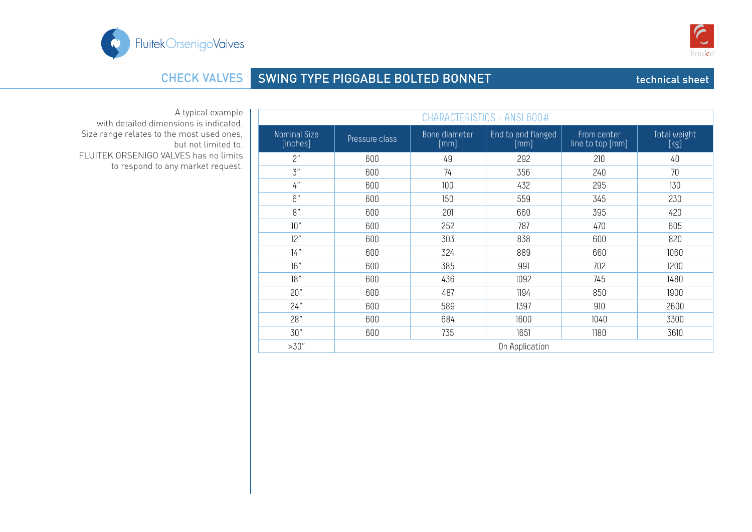## CHECK VALVES

## SWING TYPE PIGGABLE BOLTED BONNET

technical sheet

A typical example
with detailed dimensions is indicated.
Size range relates to the most used ones,
but not limited to.
FLUITEK ORSENIGO VALVES has no limits
to respond to any market request.

| CHARACTERISTICS - ANSI 600# | | | | | |
|---|---|---|---|---|---|
| Nominal Size [inches] | Pressure class | Bone diameter [mm] | End to end flanged [mm] | From center line to top [mm] | Total weight [kg] |
| 2" | 600 | 49 | 292 | 210 | 40 |
| 3" | 600 | 74 | 356 | 240 | 70 |
| 4" | 600 | 100 | 432 | 295 | 130 |
| 6" | 600 | 150 | 559 | 345 | 230 |
| 8" | 600 | 201 | 660 | 395 | 420 |
| 10" | 600 | 252 | 787 | 470 | 605 |
| 12" | 600 | 303 | 838 | 600 | 820 |
| 14" | 600 | 324 | 889 | 660 | 1060 |
| 16" | 600 | 385 | 991 | 702 | 1200 |
| 18" | 600 | 436 | 1092 | 745 | 1480 |
| 20" | 600 | 487 | 1194 | 850 | 1900 |
| 24" | 600 | 589 | 1397 | 910 | 2600 |
| 28" | 600 | 684 | 1600 | 1040 | 3300 |
| 30" | 600 | 735 | 1651 | 1180 | 3610 |
| >30" | On Application | | | | |